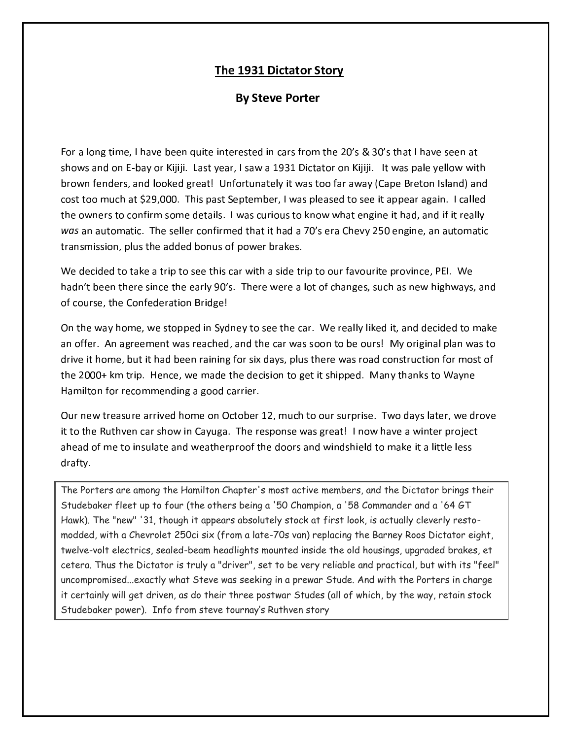# The 1931 Dictator Story

## By Steve Porter

For a long time, I have been quite interested in cars from the 20's & 30's that I have seen at shows and on E-bay or Kijiji. Last year, I saw a 1931 Dictator on Kijiji. It was pale yellow with brown fenders, and looked great! Unfortunately it was too far away (Cape Breton Island) and cost too much at $29,000. This past September, I was pleased to see it appear again. I called the owners to confirm some details. I was curious to know what engine it had, and if it really *was* an automatic. The seller confirmed that it had a 70's era Chevy 250 engine, an automatic transmission, plus the added bonus of power brakes.

We decided to take a trip to see this car with a side trip to our favourite province, PEI. We hadn't been there since the early 90's. There were a lot of changes, such as new highways, and of course, the Confederation Bridge!

On the way home, we stopped in Sydney to see the car. We really liked it, and decided to make an offer. An agreement was reached, and the car was soon to be ours! My original plan was to drive it home, but it had been raining for six days, plus there was road construction for most of the 2000+ km trip. Hence, we made the decision to get it shipped. Many thanks to Wayne Hamilton for recommending a good carrier.

Our new treasure arrived home on October 12, much to our surprise. Two days later, we drove it to the Ruthven car show in Cayuga. The response was great! I now have a winter project ahead of me to insulate and weatherproof the doors and windshield to make it a little less drafty.

> The Porters are among the Hamilton Chapter's most active members, and the Dictator brings their Studebaker fleet up to four (the others being a '50 Champion, a '58 Commander and a '64 GT Hawk). The "new" '31, though it appears absolutely stock at first look, is actually cleverly resto-modded, with a Chevrolet 250ci six (from a late-70s van) replacing the Barney Roos Dictator eight, twelve-volt electrics, sealed-beam headlights mounted inside the old housings, upgraded brakes, et cetera. Thus the Dictator is truly a "driver", set to be very reliable and practical, but with its "feel" uncompromised...exactly what Steve was seeking in a prewar Stude. And with the Porters in charge it certainly will get driven, as do their three postwar Studes (all of which, by the way, retain stock Studebaker power). Info from steve tournay's Ruthven story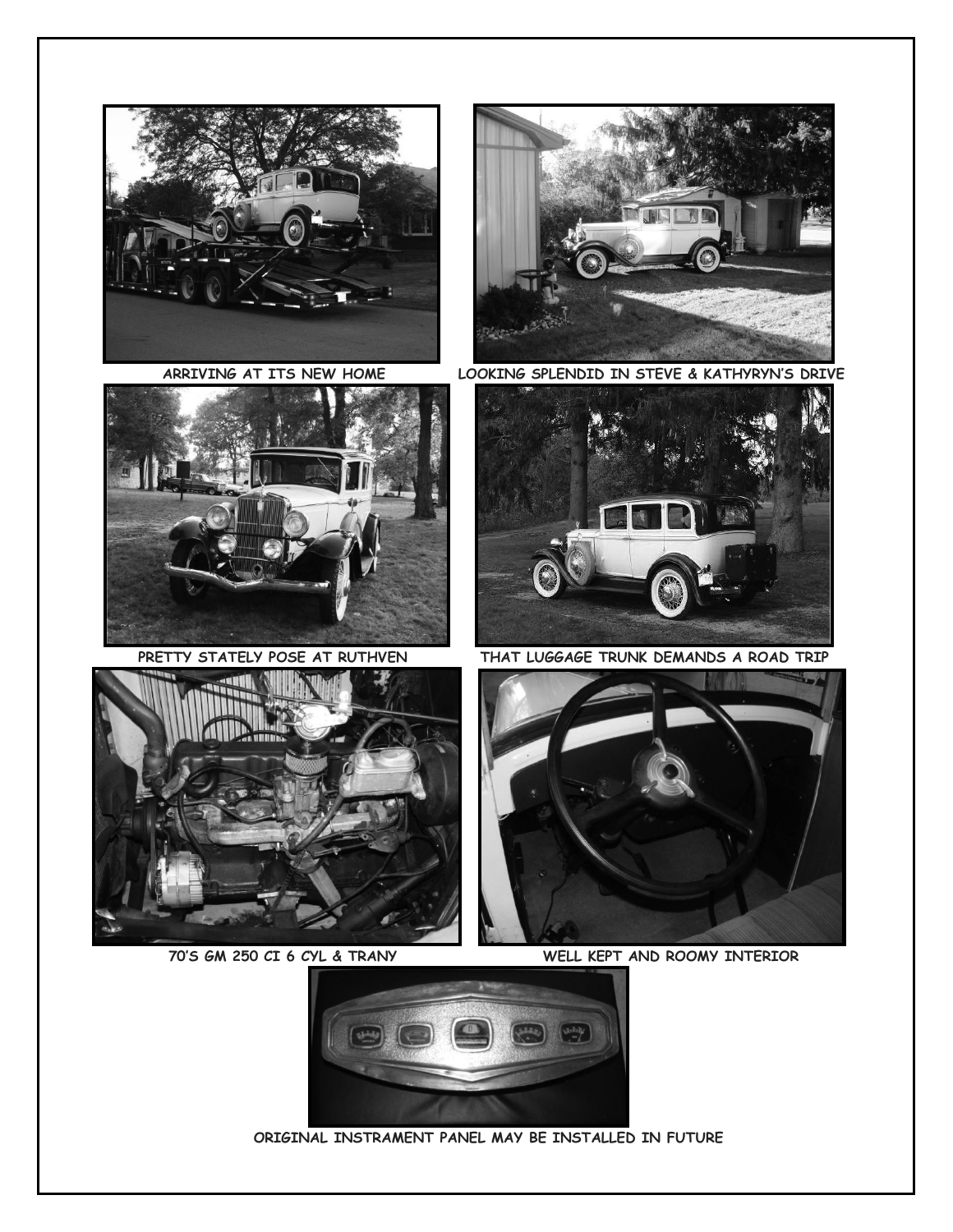ARRIVING AT ITS NEW HOME

LOOKING SPLENDID IN STEVE & KATHYRYN'S DRIVE

PRETTY STATELY POSE AT RUTHVEN

THAT LUGGAGE TRUNK DEMANDS A ROAD TRIP

70'S GM 250 CI 6 CYL & TRANY

WELL KEPT AND ROOMY INTERIOR

ORIGINAL INSTRAMENT PANEL MAY BE INSTALLED IN FUTURE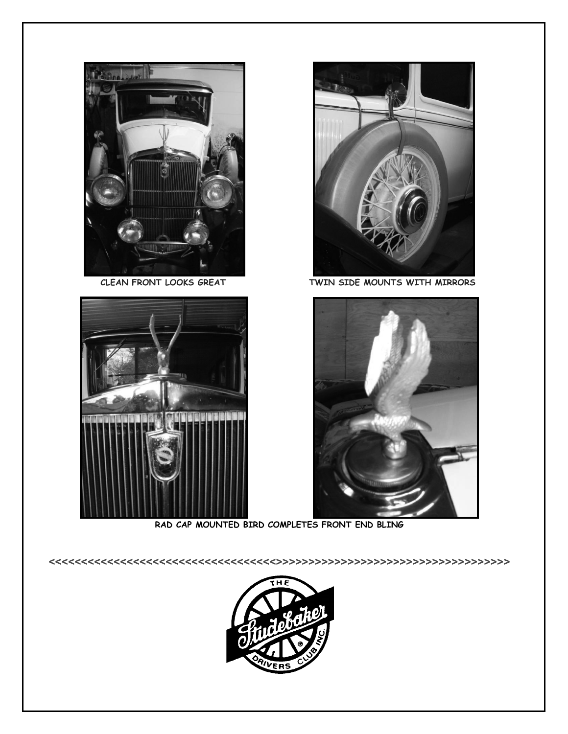CLEAN FRONT LOOKS GREAT

TWIN SIDE MOUNTS WITH MIRRORS

RAD CAP MOUNTED BIRD COMPLETES FRONT END BLING

<<<<<<<<<<<<<<<<<<<<<<<<<<<<<<<<<<<<<<<>>>>>>>>>>>>>>>>>>>>>>>>>>>>>>>>>>>>>>>